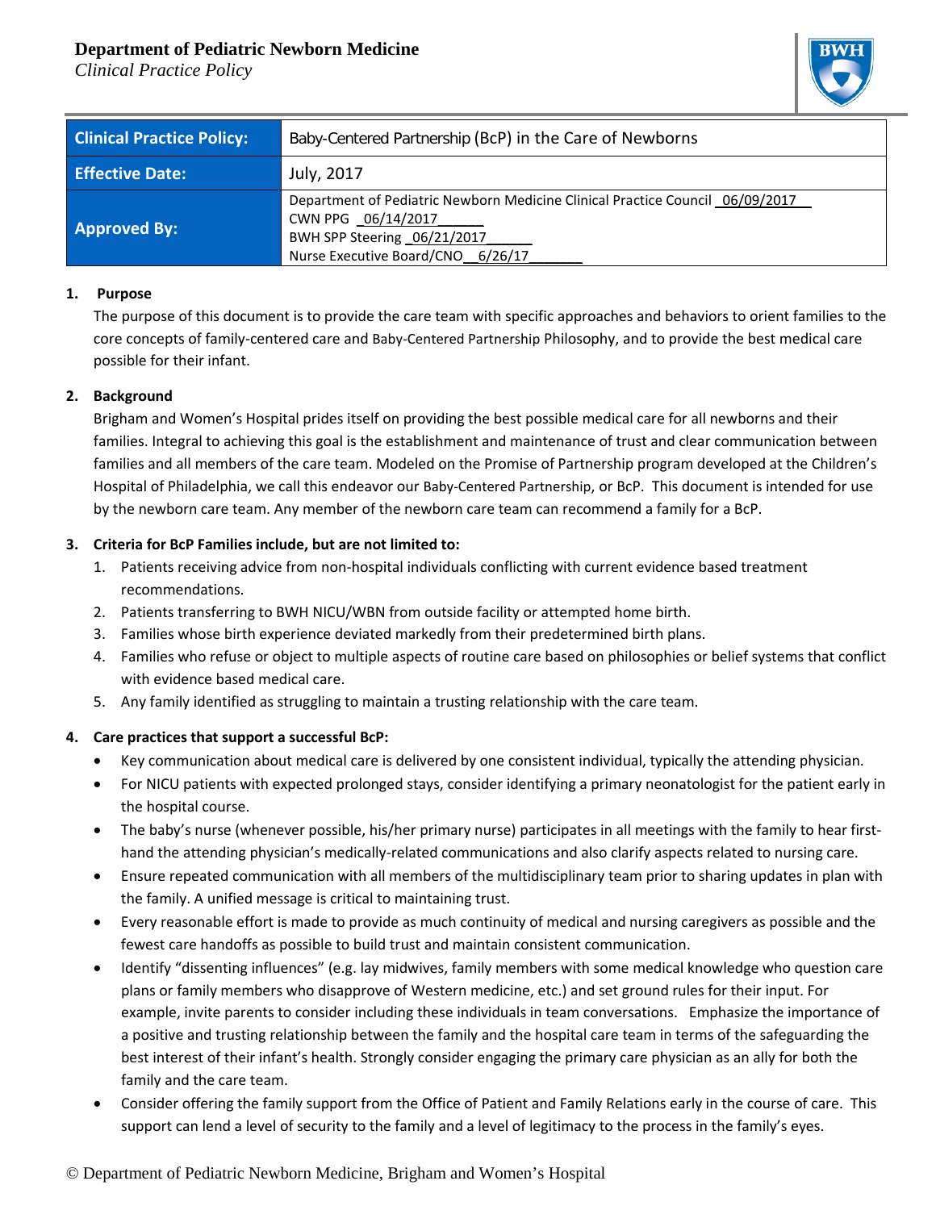**Department of Pediatric Newborn Medicine**
*Clinical Practice Policy*

| Clinical Practice Policy: | Baby-Centered Partnership (BcP) in the Care of Newborns |
|---|---|
| Effective Date: | July, 2017 |
| Approved By: | Department of Pediatric Newborn Medicine Clinical Practice Council _06/09/2017___<br>CWN PPG _06/14/2017______<br>BWH SPP Steering _06/21/2017______<br>Nurse Executive Board/CNO__6/26/17_______ |

## 1. Purpose

The purpose of this document is to provide the care team with specific approaches and behaviors to orient families to the core concepts of family-centered care and Baby-Centered Partnership Philosophy, and to provide the best medical care possible for their infant.

## 2. Background

Brigham and Women's Hospital prides itself on providing the best possible medical care for all newborns and their families. Integral to achieving this goal is the establishment and maintenance of trust and clear communication between families and all members of the care team. Modeled on the Promise of Partnership program developed at the Children's Hospital of Philadelphia, we call this endeavor our Baby-Centered Partnership, or BcP. This document is intended for use by the newborn care team. Any member of the newborn care team can recommend a family for a BcP.

## 3. Criteria for BcP Families include, but are not limited to:

1. Patients receiving advice from non-hospital individuals conflicting with current evidence based treatment recommendations.
2. Patients transferring to BWH NICU/WBN from outside facility or attempted home birth.
3. Families whose birth experience deviated markedly from their predetermined birth plans.
4. Families who refuse or object to multiple aspects of routine care based on philosophies or belief systems that conflict with evidence based medical care.
5. Any family identified as struggling to maintain a trusting relationship with the care team.

## 4. Care practices that support a successful BcP:

- Key communication about medical care is delivered by one consistent individual, typically the attending physician.
- For NICU patients with expected prolonged stays, consider identifying a primary neonatologist for the patient early in the hospital course.
- The baby's nurse (whenever possible, his/her primary nurse) participates in all meetings with the family to hear first-hand the attending physician's medically-related communications and also clarify aspects related to nursing care.
- Ensure repeated communication with all members of the multidisciplinary team prior to sharing updates in plan with the family. A unified message is critical to maintaining trust.
- Every reasonable effort is made to provide as much continuity of medical and nursing caregivers as possible and the fewest care handoffs as possible to build trust and maintain consistent communication.
- Identify "dissenting influences" (e.g. lay midwives, family members with some medical knowledge who question care plans or family members who disapprove of Western medicine, etc.) and set ground rules for their input. For example, invite parents to consider including these individuals in team conversations. Emphasize the importance of a positive and trusting relationship between the family and the hospital care team in terms of the safeguarding the best interest of their infant's health. Strongly consider engaging the primary care physician as an ally for both the family and the care team.
- Consider offering the family support from the Office of Patient and Family Relations early in the course of care. This support can lend a level of security to the family and a level of legitimacy to the process in the family's eyes.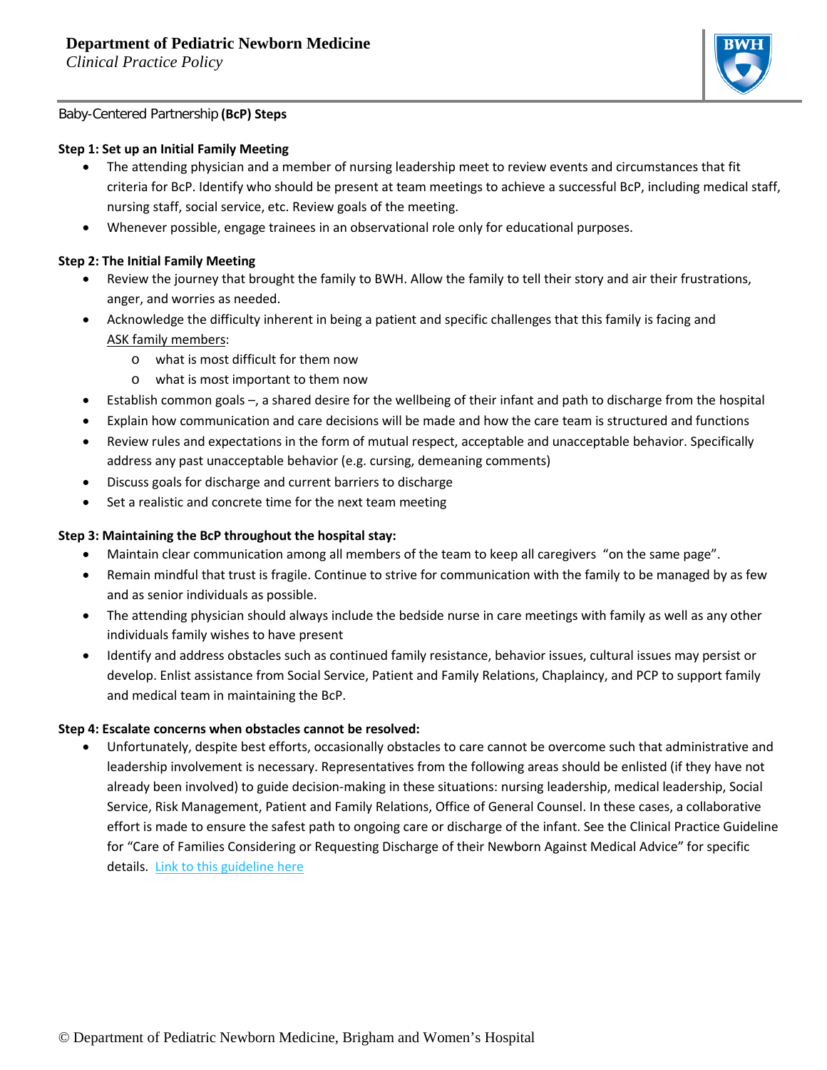Baby-Centered Partnership **(BcP) Steps**

**Step 1: Set up an Initial Family Meeting**

- The attending physician and a member of nursing leadership meet to review events and circumstances that fit criteria for BcP. Identify who should be present at team meetings to achieve a successful BcP, including medical staff, nursing staff, social service, etc. Review goals of the meeting.
- Whenever possible, engage trainees in an observational role only for educational purposes.

**Step 2: The Initial Family Meeting**

- Review the journey that brought the family to BWH. Allow the family to tell their story and air their frustrations, anger, and worries as needed.
- Acknowledge the difficulty inherent in being a patient and specific challenges that this family is facing and ASK family members:
  - what is most difficult for them now
  - what is most important to them now
- Establish common goals –, a shared desire for the wellbeing of their infant and path to discharge from the hospital
- Explain how communication and care decisions will be made and how the care team is structured and functions
- Review rules and expectations in the form of mutual respect, acceptable and unacceptable behavior. Specifically address any past unacceptable behavior (e.g. cursing, demeaning comments)
- Discuss goals for discharge and current barriers to discharge
- Set a realistic and concrete time for the next team meeting

**Step 3: Maintaining the BcP throughout the hospital stay:**

- Maintain clear communication among all members of the team to keep all caregivers "on the same page".
- Remain mindful that trust is fragile. Continue to strive for communication with the family to be managed by as few and as senior individuals as possible.
- The attending physician should always include the bedside nurse in care meetings with family as well as any other individuals family wishes to have present
- Identify and address obstacles such as continued family resistance, behavior issues, cultural issues may persist or develop. Enlist assistance from Social Service, Patient and Family Relations, Chaplaincy, and PCP to support family and medical team in maintaining the BcP.

**Step 4: Escalate concerns when obstacles cannot be resolved:**

- Unfortunately, despite best efforts, occasionally obstacles to care cannot be overcome such that administrative and leadership involvement is necessary. Representatives from the following areas should be enlisted (if they have not already been involved) to guide decision-making in these situations: nursing leadership, medical leadership, Social Service, Risk Management, Patient and Family Relations, Office of General Counsel. In these cases, a collaborative effort is made to ensure the safest path to ongoing care or discharge of the infant. See the Clinical Practice Guideline for "Care of Families Considering or Requesting Discharge of their Newborn Against Medical Advice" for specific details. Link to this guideline here